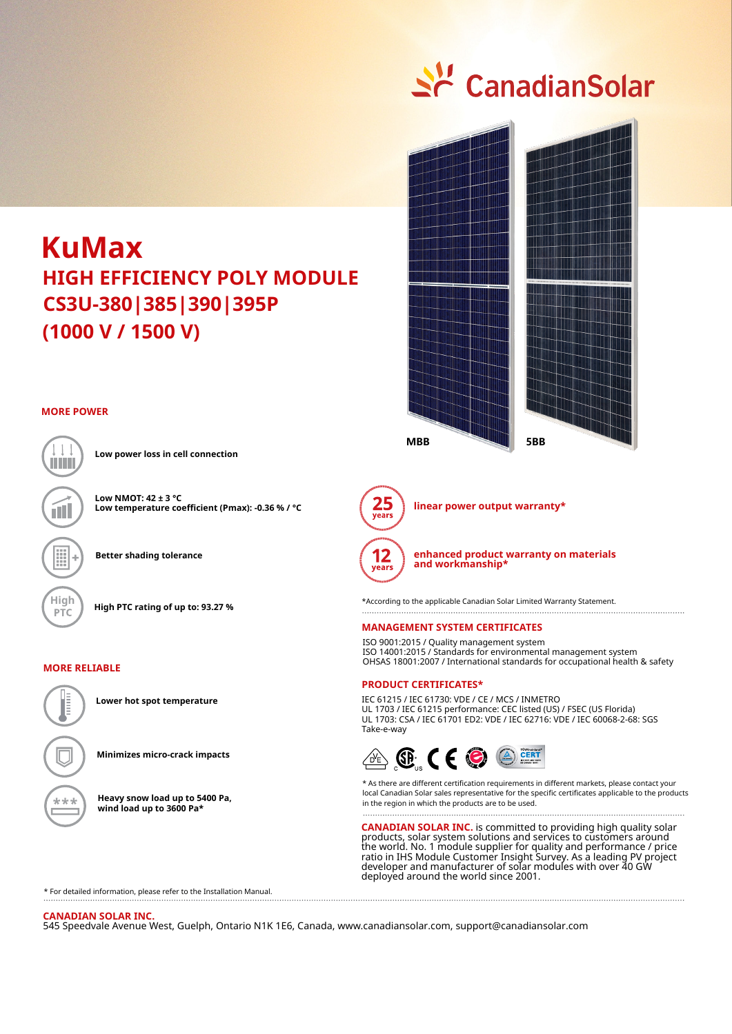CanadianSolar

# KuMax

## HIGH EFFICIENCY POLY MODULE
## CS3U-380|385|390|395P
## (1000 V / 1500 V)

MBB

5BB

### MORE POWER

**Low power loss in cell connection**

**Low NMOT: 42 ± 3 °C**
**Low temperature coefficient (Pmax): -0.36 % / °C**

**Better shading tolerance**

**High PTC rating of up to: 93.27 %**

### MORE RELIABLE

**Lower hot spot temperature**

**Minimizes micro-crack impacts**

**Heavy snow load up to 5400 Pa, wind load up to 3600 Pa***

25 years — **linear power output warranty***

12 years — **enhanced product warranty on materials and workmanship***

*According to the applicable Canadian Solar Limited Warranty Statement.

### MANAGEMENT SYSTEM CERTIFICATES

ISO 9001:2015 / Quality management system
ISO 14001:2015 / Standards for environmental management system
OHSAS 18001:2007 / International standards for occupational health & safety

### PRODUCT CERTIFICATES*

IEC 61215 / IEC 61730: VDE / CE / MCS / INMETRO
UL 1703 / IEC 61215 performance: CEC listed (US) / FSEC (US Florida)
UL 1703: CSA / IEC 61701 ED2: VDE / IEC 62716: VDE / IEC 60068-2-68: SGS
Take-e-way

* As there are different certification requirements in different markets, please contact your local Canadian Solar sales representative for the specific certificates applicable to the products in the region in which the products are to be used.

**CANADIAN SOLAR INC.** is committed to providing high quality solar products, solar system solutions and services to customers around the world. No. 1 module supplier for quality and performance / price ratio in IHS Module Customer Insight Survey. As a leading PV project developer and manufacturer of solar modules with over 40 GW deployed around the world since 2001.

* For detailed information, please refer to the Installation Manual.

**CANADIAN SOLAR INC.**
545 Speedvale Avenue West, Guelph, Ontario N1K 1E6, Canada, www.canadiansolar.com, support@canadiansolar.com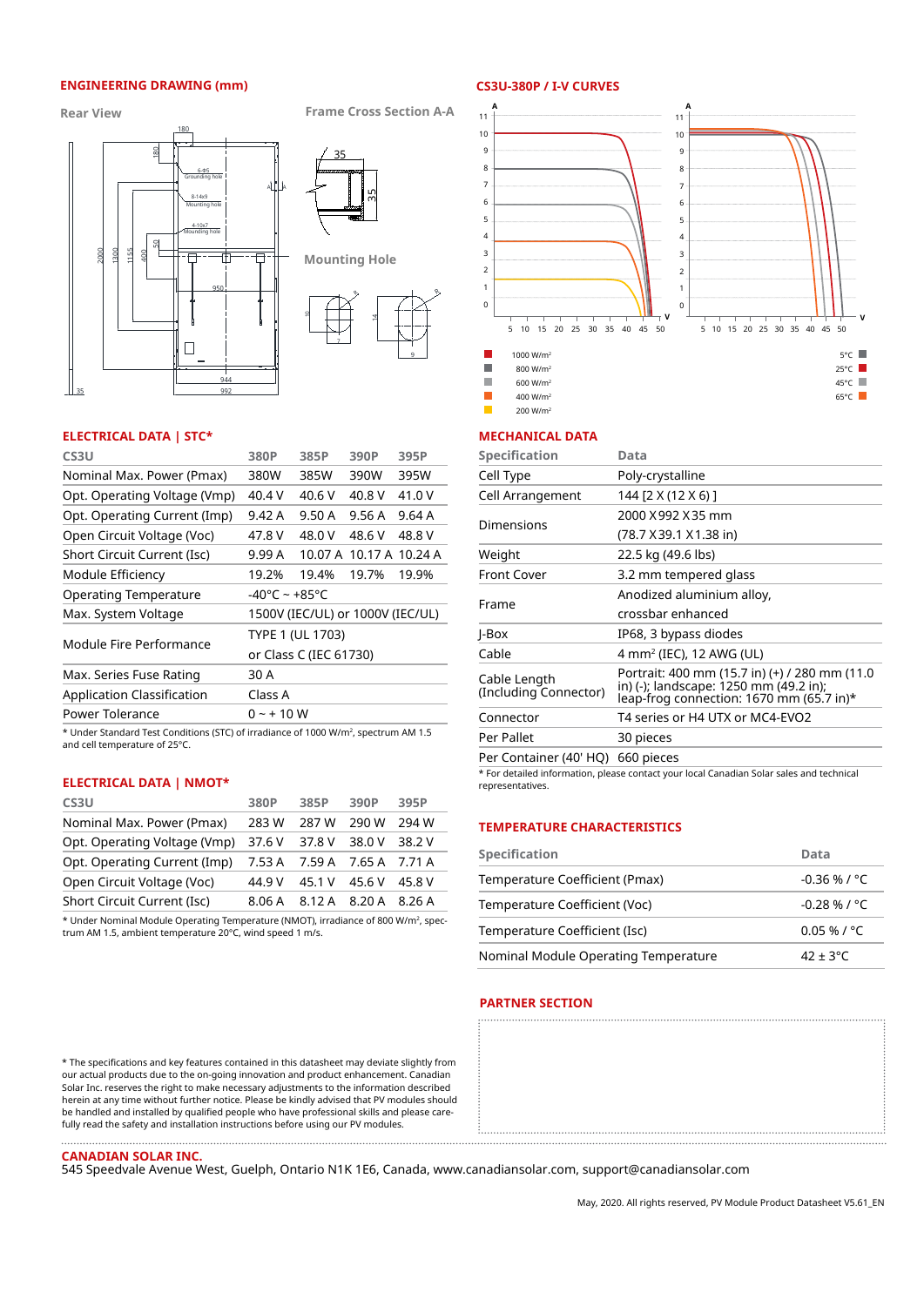## ENGINEERING DRAWING (mm)

Rear View

Frame Cross Section A-A

Mounting Hole

180
180
6-Φ5 Grounding hole
8-14x9 Mounting hole
4-10x7 Mounting hole
A A
2000
1300
1155
400
50
950
944
992
35
35
35
10
7
14
9

## CS3U-380P / I-V CURVES

A
11
10
9
8
7
6
5
4
3
2
1
0
5 10 15 20 25 30 35 40 45 50
V

1000 W/m²
800 W/m²
600 W/m²
400 W/m²
200 W/m²

5°C
25°C
45°C
65°C

## ELECTRICAL DATA | STC*

| CS3U | 380P | 385P | 390P | 395P |
|---|---|---|---|---|
| Nominal Max. Power (Pmax) | 380W | 385W | 390W | 395W |
| Opt. Operating Voltage (Vmp) | 40.4 V | 40.6 V | 40.8 V | 41.0 V |
| Opt. Operating Current (Imp) | 9.42 A | 9.50 A | 9.56 A | 9.64 A |
| Open Circuit Voltage (Voc) | 47.8 V | 48.0 V | 48.6 V | 48.8 V |
| Short Circuit Current (Isc) | 9.99 A | 10.07 A | 10.17 A | 10.24 A |
| Module Efficiency | 19.2% | 19.4% | 19.7% | 19.9% |
| Operating Temperature | -40°C ~ +85°C | | | |
| Max. System Voltage | 1500V (IEC/UL) or 1000V (IEC/UL) | | | |
| Module Fire Performance | TYPE 1 (UL 1703) or Class C (IEC 61730) | | | |
| Max. Series Fuse Rating | 30 A | | | |
| Application Classification | Class A | | | |
| Power Tolerance | 0 ~ + 10 W | | | |

\* Under Standard Test Conditions (STC) of irradiance of 1000 W/m², spectrum AM 1.5 and cell temperature of 25°C.

## ELECTRICAL DATA | NMOT*

| CS3U | 380P | 385P | 390P | 395P |
|---|---|---|---|---|
| Nominal Max. Power (Pmax) | 283 W | 287 W | 290 W | 294 W |
| Opt. Operating Voltage (Vmp) | 37.6 V | 37.8 V | 38.0 V | 38.2 V |
| Opt. Operating Current (Imp) | 7.53 A | 7.59 A | 7.65 A | 7.71 A |
| Open Circuit Voltage (Voc) | 44.9 V | 45.1 V | 45.6 V | 45.8 V |
| Short Circuit Current (Isc) | 8.06 A | 8.12 A | 8.20 A | 8.26 A |

\* Under Nominal Module Operating Temperature (NMOT), irradiance of 800 W/m², spectrum AM 1.5, ambient temperature 20°C, wind speed 1 m/s.

## MECHANICAL DATA

| Specification | Data |
|---|---|
| Cell Type | Poly-crystalline |
| Cell Arrangement | 144 [2 X (12 X 6) ] |
| Dimensions | 2000 X 992 X 35 mm (78.7 X 39.1 X 1.38 in) |
| Weight | 22.5 kg (49.6 lbs) |
| Front Cover | 3.2 mm tempered glass |
| Frame | Anodized aluminium alloy, crossbar enhanced |
| J-Box | IP68, 3 bypass diodes |
| Cable | 4 mm² (IEC), 12 AWG (UL) |
| Cable Length (Including Connector) | Portrait: 400 mm (15.7 in) (+) / 280 mm (11.0 in) (-); landscape: 1250 mm (49.2 in); leap-frog connection: 1670 mm (65.7 in)* |
| Connector | T4 series or H4 UTX or MC4-EVO2 |
| Per Pallet | 30 pieces |
| Per Container (40' HQ) | 660 pieces |

\* For detailed information, please contact your local Canadian Solar sales and technical representatives.

## TEMPERATURE CHARACTERISTICS

| Specification | Data |
|---|---|
| Temperature Coefficient (Pmax) | -0.36 % / °C |
| Temperature Coefficient (Voc) | -0.28 % / °C |
| Temperature Coefficient (Isc) | 0.05 % / °C |
| Nominal Module Operating Temperature | 42 ± 3°C |

## PARTNER SECTION

\* The specifications and key features contained in this datasheet may deviate slightly from our actual products due to the on-going innovation and product enhancement. Canadian Solar Inc. reserves the right to make necessary adjustments to the information described herein at any time without further notice. Please be kindly advised that PV modules should be handled and installed by qualified people who have professional skills and please carefully read the safety and installation instructions before using our PV modules.

**CANADIAN SOLAR INC.**
545 Speedvale Avenue West, Guelph, Ontario N1K 1E6, Canada, www.canadiansolar.com, support@canadiansolar.com

May, 2020. All rights reserved, PV Module Product Datasheet V5.61_EN